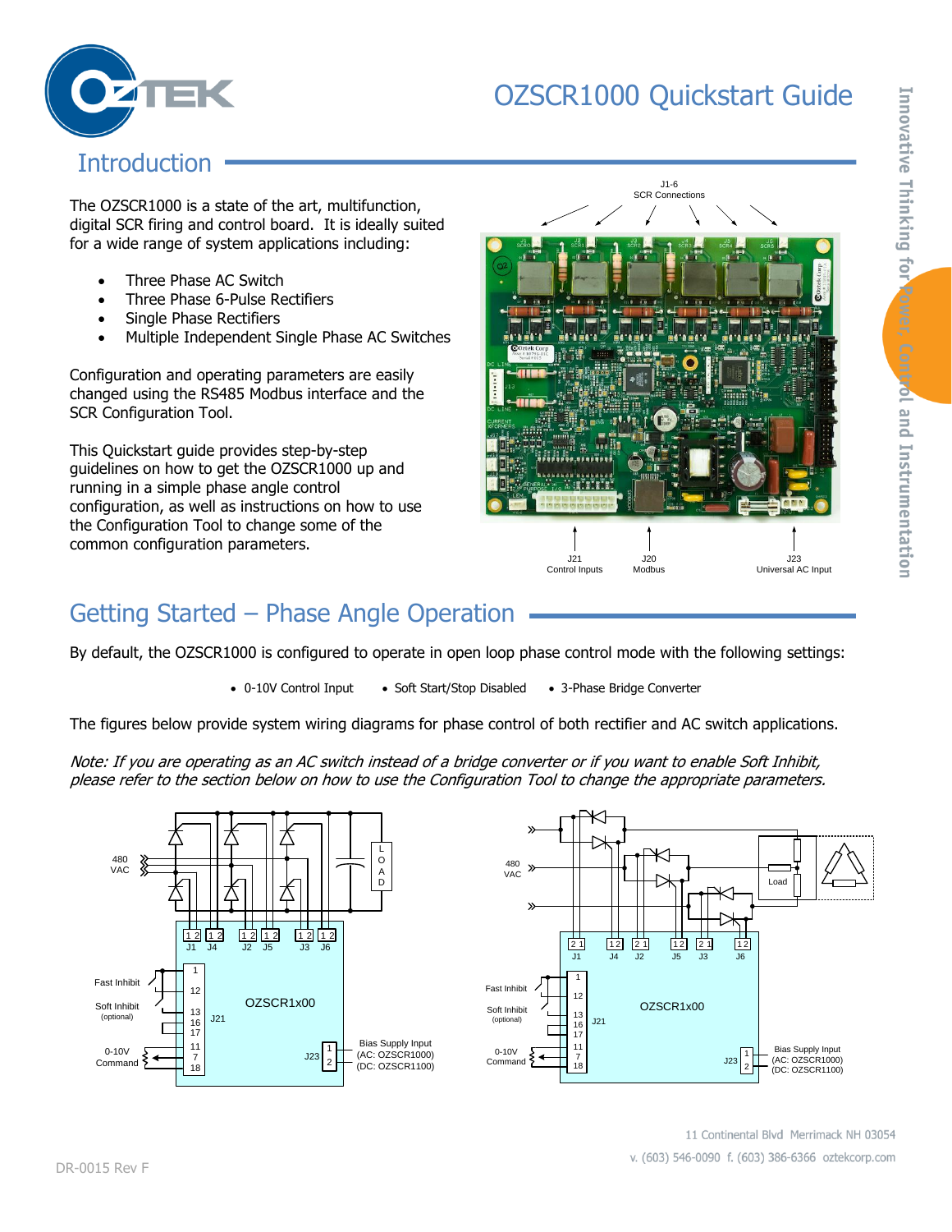# OZSCR1000 Quickstart Guide

## Introduction

The OZSCR1000 is a state of the art, multifunction, digital SCR firing and control board. It is ideally suited for a wide range of system applications including:

- Three Phase AC Switch
- Three Phase 6-Pulse Rectifiers
- Single Phase Rectifiers
- Multiple Independent Single Phase AC Switches

Configuration and operating parameters are easily changed using the RS485 Modbus interface and the SCR Configuration Tool.

This Quickstart guide provides step-by-step guidelines on how to get the OZSCR1000 up and running in a simple phase angle control configuration, as well as instructions on how to use the Configuration Tool to change some of the common configuration parameters.

J1-6 SCR Connections

J21 Control Inputs

J20 Modbus

J23 Universal AC Input

## Getting Started – Phase Angle Operation

By default, the OZSCR1000 is configured to operate in open loop phase control mode with the following settings:

- 0-10V Control Input
- Soft Start/Stop Disabled
- 3-Phase Bridge Converter

The figures below provide system wiring diagrams for phase control of both rectifier and AC switch applications.

*Note: If you are operating as an AC switch instead of a bridge converter or if you want to enable Soft Inhibit, please refer to the section below on how to use the Configuration Tool to change the appropriate parameters.*

DR-0015 Rev F

11 Continental Blvd Merrimack NH 03054
v. (603) 546-0090 f. (603) 386-6366 oztekcorp.com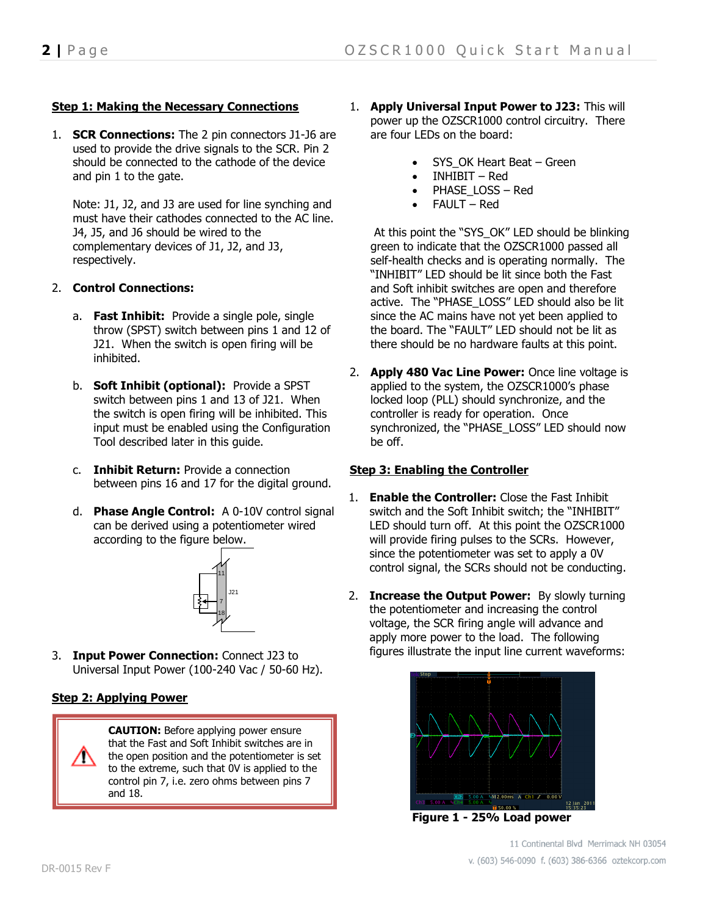### Step 1: Making the Necessary Connections

1. **SCR Connections:** The 2 pin connectors J1-J6 are used to provide the drive signals to the SCR. Pin 2 should be connected to the cathode of the device and pin 1 to the gate.

   Note: J1, J2, and J3 are used for line synching and must have their cathodes connected to the AC line. J4, J5, and J6 should be wired to the complementary devices of J1, J2, and J3, respectively.

2. **Control Connections:**

   a. **Fast Inhibit:** Provide a single pole, single throw (SPST) switch between pins 1 and 12 of J21. When the switch is open firing will be inhibited.

   b. **Soft Inhibit (optional):** Provide a SPST switch between pins 1 and 13 of J21. When the switch is open firing will be inhibited. This input must be enabled using the Configuration Tool described later in this guide.

   c. **Inhibit Return:** Provide a connection between pins 16 and 17 for the digital ground.

   d. **Phase Angle Control:** A 0-10V control signal can be derived using a potentiometer wired according to the figure below.

3. **Input Power Connection:** Connect J23 to Universal Input Power (100-240 Vac / 50-60 Hz).

### Step 2: Applying Power

**CAUTION:** Before applying power ensure that the Fast and Soft Inhibit switches are in the open position and the potentiometer is set to the extreme, such that 0V is applied to the control pin 7, i.e. zero ohms between pins 7 and 18.

1. **Apply Universal Input Power to J23:** This will power up the OZSCR1000 control circuitry. There are four LEDs on the board:

   - SYS_OK Heart Beat – Green
   - INHIBIT – Red
   - PHASE_LOSS – Red
   - FAULT – Red

   At this point the "SYS_OK" LED should be blinking green to indicate that the OZSCR1000 passed all self-health checks and is operating normally. The "INHIBIT" LED should be lit since both the Fast and Soft inhibit switches are open and therefore active. The "PHASE_LOSS" LED should also be lit since the AC mains have not yet been applied to the board. The "FAULT" LED should not be lit as there should be no hardware faults at this point.

2. **Apply 480 Vac Line Power:** Once line voltage is applied to the system, the OZSCR1000's phase locked loop (PLL) should synchronize, and the controller is ready for operation. Once synchronized, the "PHASE_LOSS" LED should now be off.

### Step 3: Enabling the Controller

1. **Enable the Controller:** Close the Fast Inhibit switch and the Soft Inhibit switch; the "INHIBIT" LED should turn off. At this point the OZSCR1000 will provide firing pulses to the SCRs. However, since the potentiometer was set to apply a 0V control signal, the SCRs should not be conducting.

2. **Increase the Output Power:** By slowly turning the potentiometer and increasing the control voltage, the SCR firing angle will advance and apply more power to the load. The following figures illustrate the input line current waveforms:

**Figure 1 - 25% Load power**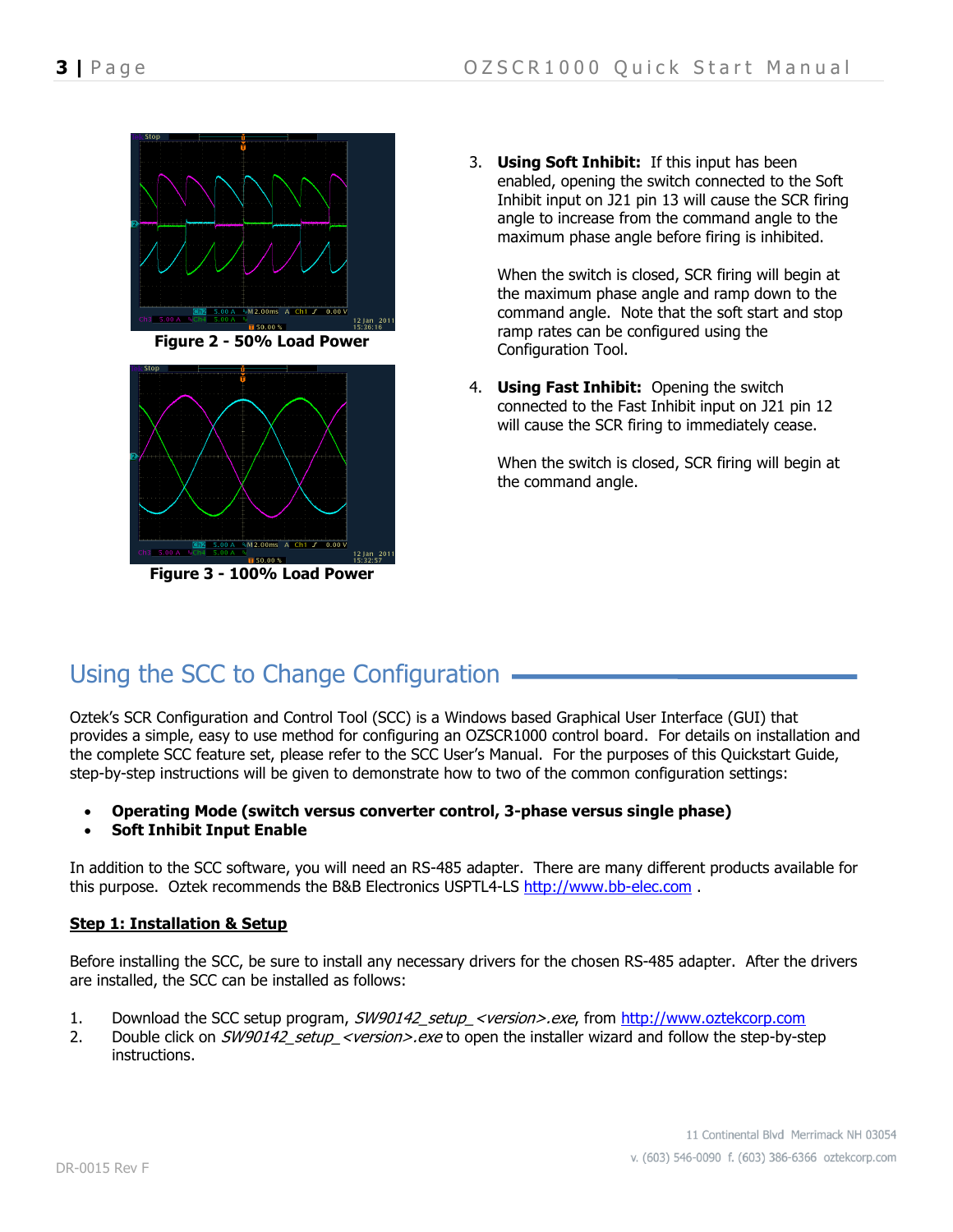Figure 2 - 50% Load Power

Figure 3 - 100% Load Power

3. **Using Soft Inhibit:** If this input has been enabled, opening the switch connected to the Soft Inhibit input on J21 pin 13 will cause the SCR firing angle to increase from the command angle to the maximum phase angle before firing is inhibited.

   When the switch is closed, SCR firing will begin at the maximum phase angle and ramp down to the command angle. Note that the soft start and stop ramp rates can be configured using the Configuration Tool.

4. **Using Fast Inhibit:** Opening the switch connected to the Fast Inhibit input on J21 pin 12 will cause the SCR firing to immediately cease.

   When the switch is closed, SCR firing will begin at the command angle.

## Using the SCC to Change Configuration

Oztek's SCR Configuration and Control Tool (SCC) is a Windows based Graphical User Interface (GUI) that provides a simple, easy to use method for configuring an OZSCR1000 control board. For details on installation and the complete SCC feature set, please refer to the SCC User's Manual. For the purposes of this Quickstart Guide, step-by-step instructions will be given to demonstrate how to two of the common configuration settings:

- **Operating Mode (switch versus converter control, 3-phase versus single phase)**
- **Soft Inhibit Input Enable**

In addition to the SCC software, you will need an RS-485 adapter. There are many different products available for this purpose. Oztek recommends the B&B Electronics USPTL4-LS http://www.bb-elec.com .

**Step 1: Installation & Setup**

Before installing the SCC, be sure to install any necessary drivers for the chosen RS-485 adapter. After the drivers are installed, the SCC can be installed as follows:

1. Download the SCC setup program, *SW90142_setup_<version>.exe*, from http://www.oztekcorp.com
2. Double click on *SW90142_setup_<version>.exe* to open the installer wizard and follow the step-by-step instructions.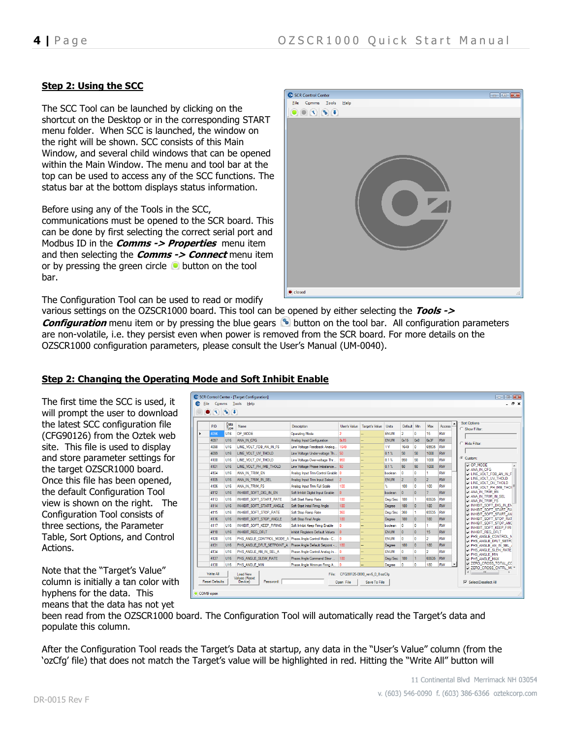## Step 2: Using the SCC

The SCC Tool can be launched by clicking on the shortcut on the Desktop or in the corresponding START menu folder. When SCC is launched, the window on the right will be shown. SCC consists of this Main Window, and several child windows that can be opened within the Main Window. The menu and tool bar at the top can be used to access any of the SCC functions. The status bar at the bottom displays status information.

Before using any of the Tools in the SCC, communications must be opened to the SCR board. This can be done by first selecting the correct serial port and Modbus ID in the ***Comms -> Properties*** menu item and then selecting the ***Comms -> Connect*** menu item or by pressing the green circle button on the tool bar.

The Configuration Tool can be used to read or modify various settings on the OZSCR1000 board. This tool can be opened by either selecting the ***Tools -> Configuration*** menu item or by pressing the blue gears button on the tool bar. All configuration parameters are non-volatile, i.e. they persist even when power is removed from the SCR board. For more details on the OZSCR1000 configuration parameters, please consult the User's Manual (UM-0040).

## Step 2: Changing the Operating Mode and Soft Inhibit Enable

The first time the SCC is used, it will prompt the user to download the latest SCC configuration file (CFG90126) from the Oztek web site. This file is used to display and store parameter settings for the target OZSCR1000 board. Once this file has been opened, the default Configuration Tool view is shown on the right. The Configuration Tool consists of three sections, the Parameter Table, Sort Options, and Control Actions.

Note that the "Target's Value" column is initially a tan color with hyphens for the data. This means that the data has not yet been read from the OZSCR1000 board. The Configuration Tool will automatically read the Target's data and populate this column.

After the Configuration Tool reads the Target's Data at startup, any data in the "User's Value" column (from the 'ozCfg' file) that does not match the Target's value will be highlighted in red. Hitting the "Write All" button will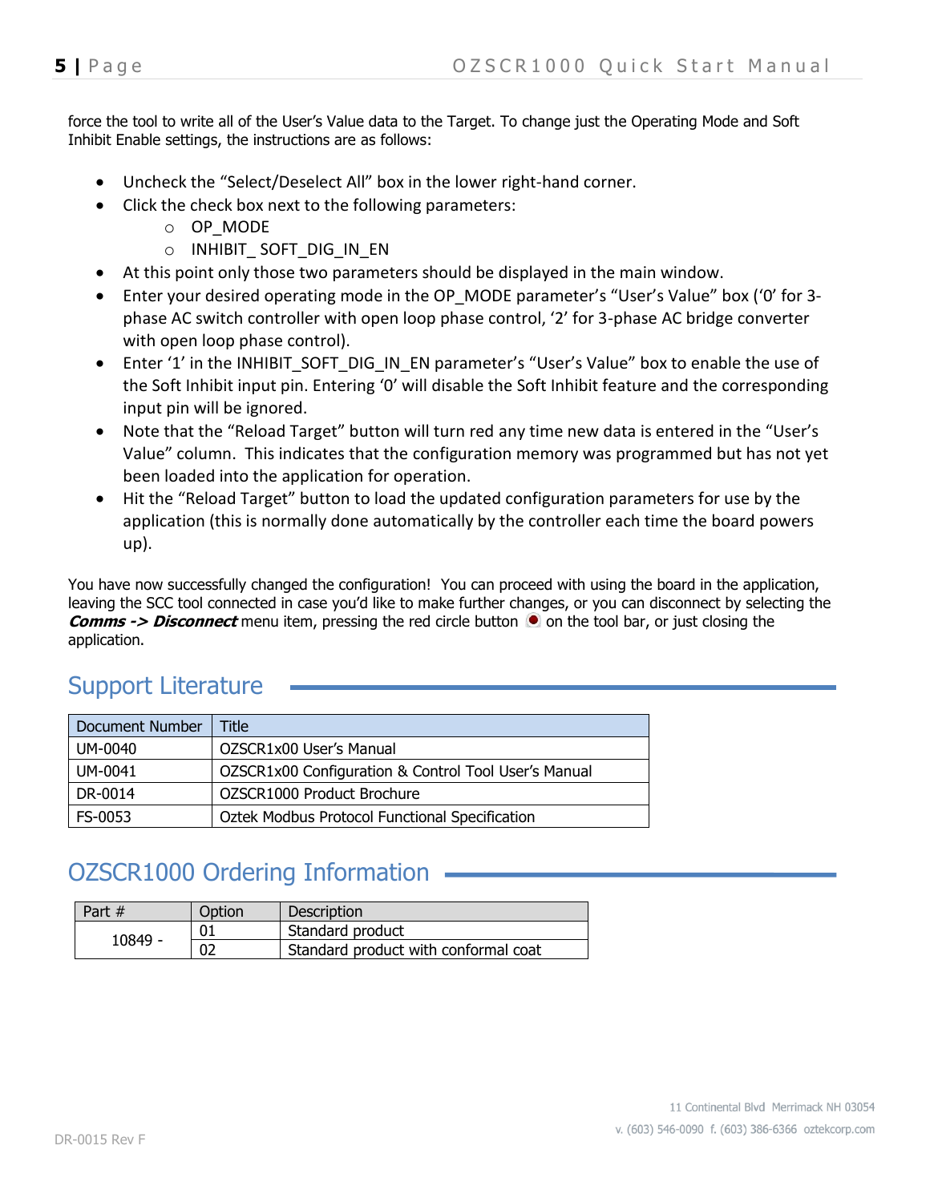force the tool to write all of the User's Value data to the Target. To change just the Operating Mode and Soft Inhibit Enable settings, the instructions are as follows:

- Uncheck the "Select/Deselect All" box in the lower right-hand corner.
- Click the check box next to the following parameters:
    - OP_MODE
    - INHIBIT_ SOFT_DIG_IN_EN
- At this point only those two parameters should be displayed in the main window.
- Enter your desired operating mode in the OP_MODE parameter's "User's Value" box ('0' for 3-phase AC switch controller with open loop phase control, '2' for 3-phase AC bridge converter with open loop phase control).
- Enter '1' in the INHIBIT_SOFT_DIG_IN_EN parameter's "User's Value" box to enable the use of the Soft Inhibit input pin. Entering '0' will disable the Soft Inhibit feature and the corresponding input pin will be ignored.
- Note that the "Reload Target" button will turn red any time new data is entered in the "User's Value" column. This indicates that the configuration memory was programmed but has not yet been loaded into the application for operation.
- Hit the "Reload Target" button to load the updated configuration parameters for use by the application (this is normally done automatically by the controller each time the board powers up).

You have now successfully changed the configuration! You can proceed with using the board in the application, leaving the SCC tool connected in case you'd like to make further changes, or you can disconnect by selecting the ***Comms -> Disconnect*** menu item, pressing the red circle button on the tool bar, or just closing the application.

## Support Literature

| Document Number | Title |
|---|---|
| UM-0040 | OZSCR1x00 User's Manual |
| UM-0041 | OZSCR1x00 Configuration & Control Tool User's Manual |
| DR-0014 | OZSCR1000 Product Brochure |
| FS-0053 | Oztek Modbus Protocol Functional Specification |

## OZSCR1000 Ordering Information

| Part # | Option | Description |
|---|---|---|
| 10849 - | 01 | Standard product |
| | 02 | Standard product with conformal coat |

DR-0015 Rev F

11 Continental Blvd Merrimack NH 03054
v. (603) 546-0090 f. (603) 386-6366 oztekcorp.com